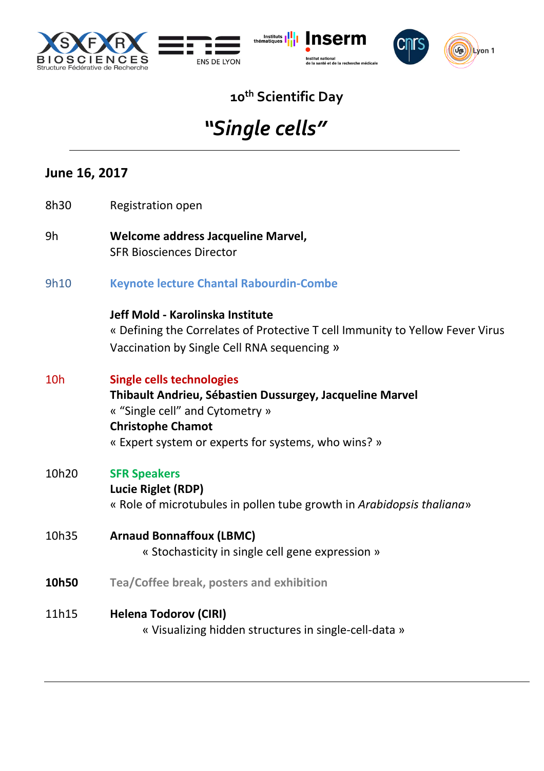## 10th Scientific Day

# *"Single cells"*

---

**June 16, 2017**

8h30 Registration open

9h **Welcome address Jacqueline Marvel,**
SFR Biosciences Director

9h10 **Keynote lecture Chantal Rabourdin-Combe**

**Jeff Mold - Karolinska Institute**
« Defining the Correlates of Protective T cell Immunity to Yellow Fever Virus Vaccination by Single Cell RNA sequencing »

10h **Single cells technologies**
**Thibault Andrieu, Sébastien Dussurgey, Jacqueline Marvel**
« "Single cell" and Cytometry »
**Christophe Chamot**
« Expert system or experts for systems, who wins? »

10h20 **SFR Speakers**
**Lucie Riglet (RDP)**
« Role of microtubules in pollen tube growth in *Arabidopsis thaliana*»

10h35 **Arnaud Bonnaffoux (LBMC)**
« Stochasticity in single cell gene expression »

**10h50** **Tea/Coffee break, posters and exhibition**

11h15 **Helena Todorov (CIRI)**
« Visualizing hidden structures in single-cell-data »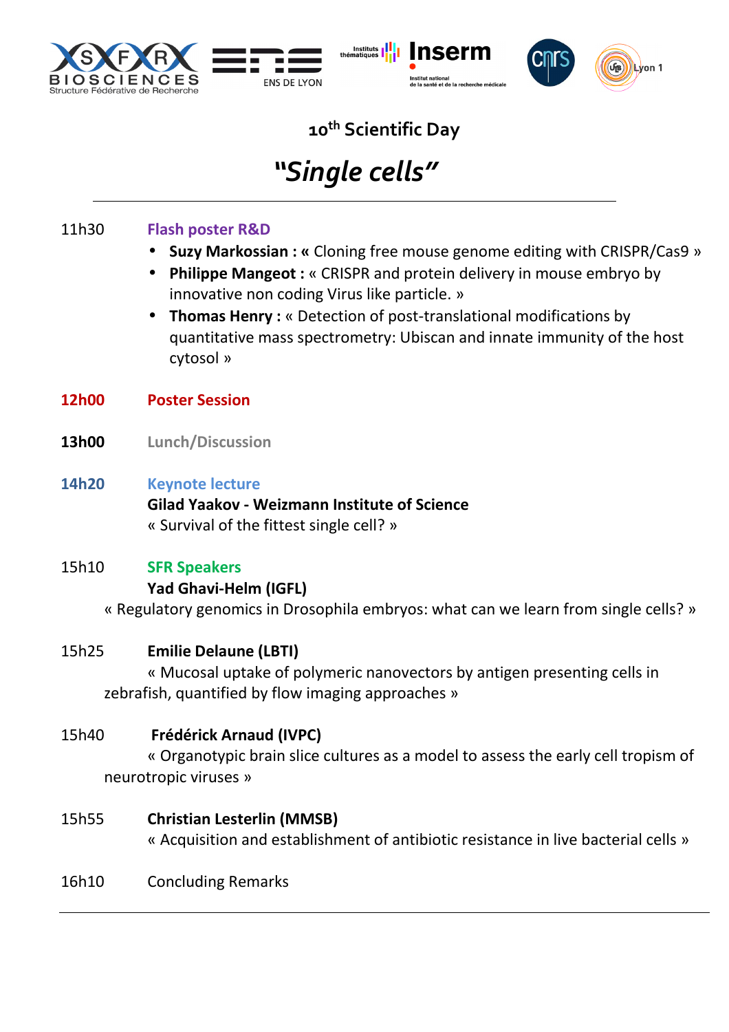## 10th Scientific Day

# *"Single cells"*

---

11h30 **Flash poster R&D**

- **Suzy Markossian : «** Cloning free mouse genome editing with CRISPR/Cas9 »
- **Philippe Mangeot :** « CRISPR and protein delivery in mouse embryo by innovative non coding Virus like particle. »
- **Thomas Henry :** « Detection of post-translational modifications by quantitative mass spectrometry: Ubiscan and innate immunity of the host cytosol »

**12h00 Poster Session**

**13h00** **Lunch/Discussion**

**14h20 Keynote lecture**

**Gilad Yaakov - Weizmann Institute of Science**

« Survival of the fittest single cell? »

15h10 **SFR Speakers**

**Yad Ghavi-Helm (IGFL)**

« Regulatory genomics in Drosophila embryos: what can we learn from single cells? »

15h25 **Emilie Delaune (LBTI)**

« Mucosal uptake of polymeric nanovectors by antigen presenting cells in zebrafish, quantified by flow imaging approaches »

15h40 **Frédérick Arnaud (IVPC)**

« Organotypic brain slice cultures as a model to assess the early cell tropism of neurotropic viruses »

15h55 **Christian Lesterlin (MMSB)**

« Acquisition and establishment of antibiotic resistance in live bacterial cells »

16h10 Concluding Remarks

---